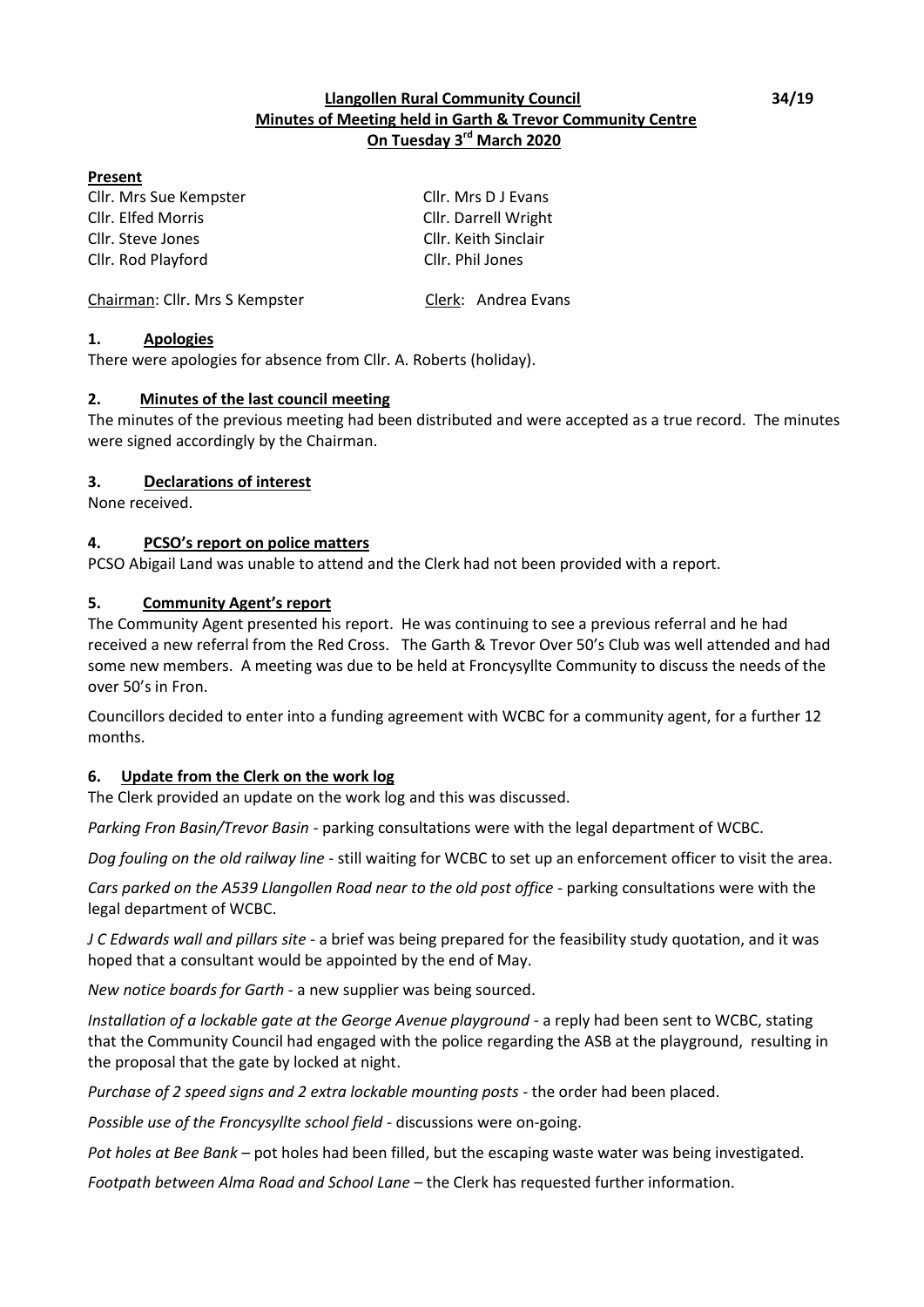**Llangollen Rural Community Council**
**Minutes of Meeting held in Garth & Trevor Community Centre**
**On Tuesday 3rd March 2020**

34/19

**Present**

Cllr. Mrs Sue Kempster
Cllr. Elfed Morris
Cllr. Steve Jones
Cllr. Rod Playford
Cllr. Mrs D J Evans
Cllr. Darrell Wright
Cllr. Keith Sinclair
Cllr. Phil Jones

Chairman: Cllr. Mrs S Kempster
Clerk: Andrea Evans

## 1. Apologies

There were apologies for absence from Cllr. A. Roberts (holiday).

## 2. Minutes of the last council meeting

The minutes of the previous meeting had been distributed and were accepted as a true record. The minutes were signed accordingly by the Chairman.

## 3. Declarations of interest

None received.

## 4. PCSO's report on police matters

PCSO Abigail Land was unable to attend and the Clerk had not been provided with a report.

## 5. Community Agent's report

The Community Agent presented his report. He was continuing to see a previous referral and he had received a new referral from the Red Cross. The Garth & Trevor Over 50's Club was well attended and had some new members. A meeting was due to be held at Froncysyllte Community to discuss the needs of the over 50's in Fron.

Councillors decided to enter into a funding agreement with WCBC for a community agent, for a further 12 months.

## 6. Update from the Clerk on the work log

The Clerk provided an update on the work log and this was discussed.

*Parking Fron Basin/Trevor Basin* - parking consultations were with the legal department of WCBC.

*Dog fouling on the old railway line* - still waiting for WCBC to set up an enforcement officer to visit the area.

*Cars parked on the A539 Llangollen Road near to the old post office* - parking consultations were with the legal department of WCBC.

*J C Edwards wall and pillars site* - a brief was being prepared for the feasibility study quotation, and it was hoped that a consultant would be appointed by the end of May.

*New notice boards for Garth* - a new supplier was being sourced.

*Installation of a lockable gate at the George Avenue playground* - a reply had been sent to WCBC, stating that the Community Council had engaged with the police regarding the ASB at the playground, resulting in the proposal that the gate by locked at night.

*Purchase of 2 speed signs and 2 extra lockable mounting posts* - the order had been placed.

*Possible use of the Froncysyllte school field* - discussions were on-going.

*Pot holes at Bee Bank* – pot holes had been filled, but the escaping waste water was being investigated.

*Footpath between Alma Road and School Lane* – the Clerk has requested further information.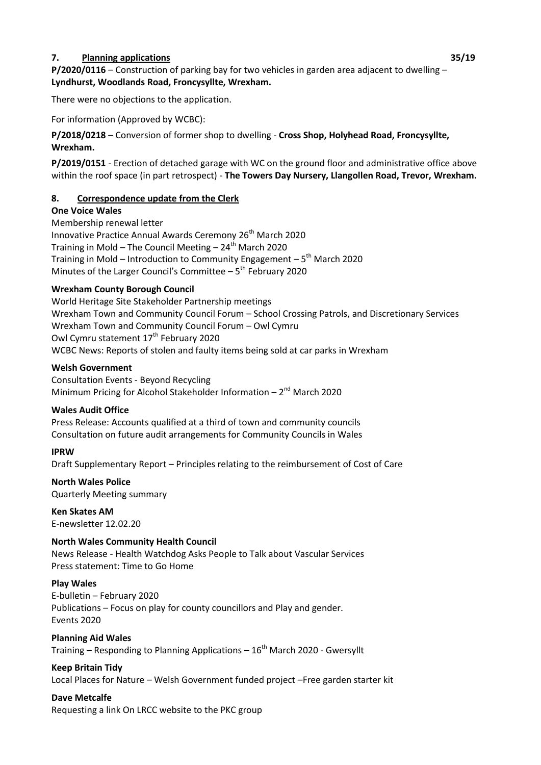## 7. Planning applications 35/19

**P/2020/0116** – Construction of parking bay for two vehicles in garden area adjacent to dwelling – **Lyndhurst, Woodlands Road, Froncysyllte, Wrexham.**

There were no objections to the application.

For information (Approved by WCBC):

**P/2018/0218** – Conversion of former shop to dwelling - **Cross Shop, Holyhead Road, Froncysyllte, Wrexham.**

**P/2019/0151** - Erection of detached garage with WC on the ground floor and administrative office above within the roof space (in part retrospect) - **The Towers Day Nursery, Llangollen Road, Trevor, Wrexham.**

## 8. Correspondence update from the Clerk

**One Voice Wales**
Membership renewal letter
Innovative Practice Annual Awards Ceremony 26th March 2020
Training in Mold – The Council Meeting – 24th March 2020
Training in Mold – Introduction to Community Engagement – 5th March 2020
Minutes of the Larger Council's Committee – 5th February 2020

**Wrexham County Borough Council**
World Heritage Site Stakeholder Partnership meetings
Wrexham Town and Community Council Forum – School Crossing Patrols, and Discretionary Services
Wrexham Town and Community Council Forum – Owl Cymru
Owl Cymru statement 17th February 2020
WCBC News: Reports of stolen and faulty items being sold at car parks in Wrexham

**Welsh Government**
Consultation Events - Beyond Recycling
Minimum Pricing for Alcohol Stakeholder Information – 2nd March 2020

**Wales Audit Office**
Press Release: Accounts qualified at a third of town and community councils
Consultation on future audit arrangements for Community Councils in Wales

**IPRW**
Draft Supplementary Report – Principles relating to the reimbursement of Cost of Care

**North Wales Police**
Quarterly Meeting summary

**Ken Skates AM**
E-newsletter 12.02.20

**North Wales Community Health Council**
News Release - Health Watchdog Asks People to Talk about Vascular Services
Press statement: Time to Go Home

**Play Wales**
E-bulletin – February 2020
Publications – Focus on play for county councillors and Play and gender.
Events 2020

**Planning Aid Wales**
Training – Responding to Planning Applications – 16th March 2020 - Gwersyllt

**Keep Britain Tidy**
Local Places for Nature – Welsh Government funded project –Free garden starter kit

**Dave Metcalfe**
Requesting a link On LRCC website to the PKC group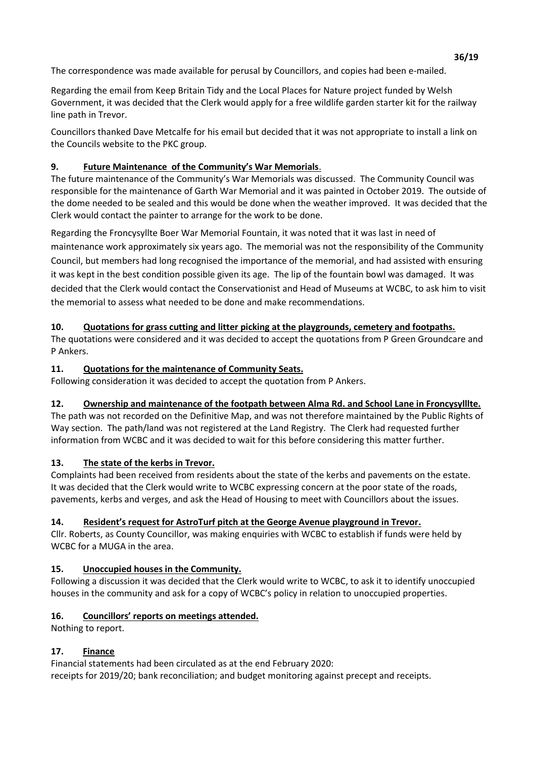The correspondence was made available for perusal by Councillors, and copies had been e-mailed.

Regarding the email from Keep Britain Tidy and the Local Places for Nature project funded by Welsh Government, it was decided that the Clerk would apply for a free wildlife garden starter kit for the railway line path in Trevor.

Councillors thanked Dave Metcalfe for his email but decided that it was not appropriate to install a link on the Councils website to the PKC group.

## 9. Future Maintenance of the Community's War Memorials.

The future maintenance of the Community's War Memorials was discussed. The Community Council was responsible for the maintenance of Garth War Memorial and it was painted in October 2019. The outside of the dome needed to be sealed and this would be done when the weather improved. It was decided that the Clerk would contact the painter to arrange for the work to be done.

Regarding the Froncysyllte Boer War Memorial Fountain, it was noted that it was last in need of maintenance work approximately six years ago. The memorial was not the responsibility of the Community Council, but members had long recognised the importance of the memorial, and had assisted with ensuring it was kept in the best condition possible given its age. The lip of the fountain bowl was damaged. It was decided that the Clerk would contact the Conservationist and Head of Museums at WCBC, to ask him to visit the memorial to assess what needed to be done and make recommendations.

## 10. Quotations for grass cutting and litter picking at the playgrounds, cemetery and footpaths.

The quotations were considered and it was decided to accept the quotations from P Green Groundcare and P Ankers.

## 11. Quotations for the maintenance of Community Seats.

Following consideration it was decided to accept the quotation from P Ankers.

## 12. Ownership and maintenance of the footpath between Alma Rd. and School Lane in Froncysylllte.

The path was not recorded on the Definitive Map, and was not therefore maintained by the Public Rights of Way section. The path/land was not registered at the Land Registry. The Clerk had requested further information from WCBC and it was decided to wait for this before considering this matter further.

## 13. The state of the kerbs in Trevor.

Complaints had been received from residents about the state of the kerbs and pavements on the estate. It was decided that the Clerk would write to WCBC expressing concern at the poor state of the roads, pavements, kerbs and verges, and ask the Head of Housing to meet with Councillors about the issues.

## 14. Resident's request for AstroTurf pitch at the George Avenue playground in Trevor.

Cllr. Roberts, as County Councillor, was making enquiries with WCBC to establish if funds were held by WCBC for a MUGA in the area.

## 15. Unoccupied houses in the Community.

Following a discussion it was decided that the Clerk would write to WCBC, to ask it to identify unoccupied houses in the community and ask for a copy of WCBC's policy in relation to unoccupied properties.

## 16. Councillors' reports on meetings attended.

Nothing to report.

## 17. Finance

Financial statements had been circulated as at the end February 2020:
receipts for 2019/20; bank reconciliation; and budget monitoring against precept and receipts.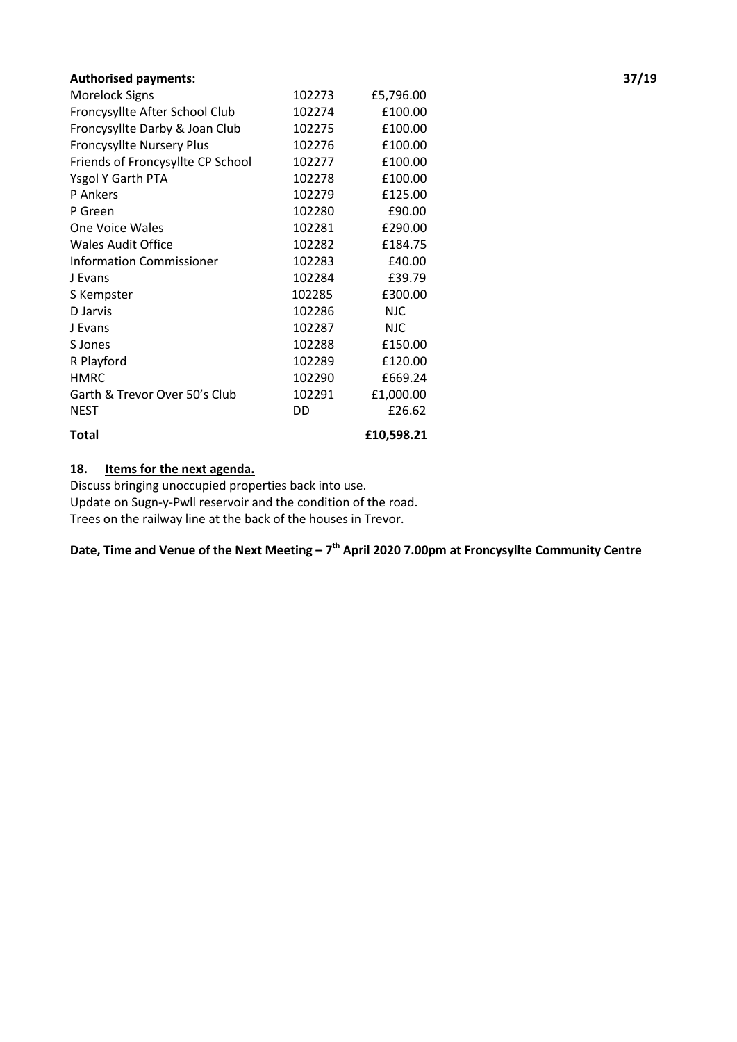**Authorised payments:** **37/19**

| | | |
|---|---|---|
| Morelock Signs | 102273 | £5,796.00 |
| Froncysyllte After School Club | 102274 | £100.00 |
| Froncysyllte Darby & Joan Club | 102275 | £100.00 |
| Froncysyllte Nursery Plus | 102276 | £100.00 |
| Friends of Froncysyllte CP School | 102277 | £100.00 |
| Ysgol Y Garth PTA | 102278 | £100.00 |
| P Ankers | 102279 | £125.00 |
| P Green | 102280 | £90.00 |
| One Voice Wales | 102281 | £290.00 |
| Wales Audit Office | 102282 | £184.75 |
| Information Commissioner | 102283 | £40.00 |
| J Evans | 102284 | £39.79 |
| S Kempster | 102285 | £300.00 |
| D Jarvis | 102286 | NJC |
| J Evans | 102287 | NJC |
| S Jones | 102288 | £150.00 |
| R Playford | 102289 | £120.00 |
| HMRC | 102290 | £669.24 |
| Garth & Trevor Over 50's Club | 102291 | £1,000.00 |
| NEST | DD | £26.62 |
| **Total** | | **£10,598.21** |

## 18. Items for the next agenda.

Discuss bringing unoccupied properties back into use.
Update on Sugn-y-Pwll reservoir and the condition of the road.
Trees on the railway line at the back of the houses in Trevor.

**Date, Time and Venue of the Next Meeting – 7th April 2020 7.00pm at Froncysyllte Community Centre**